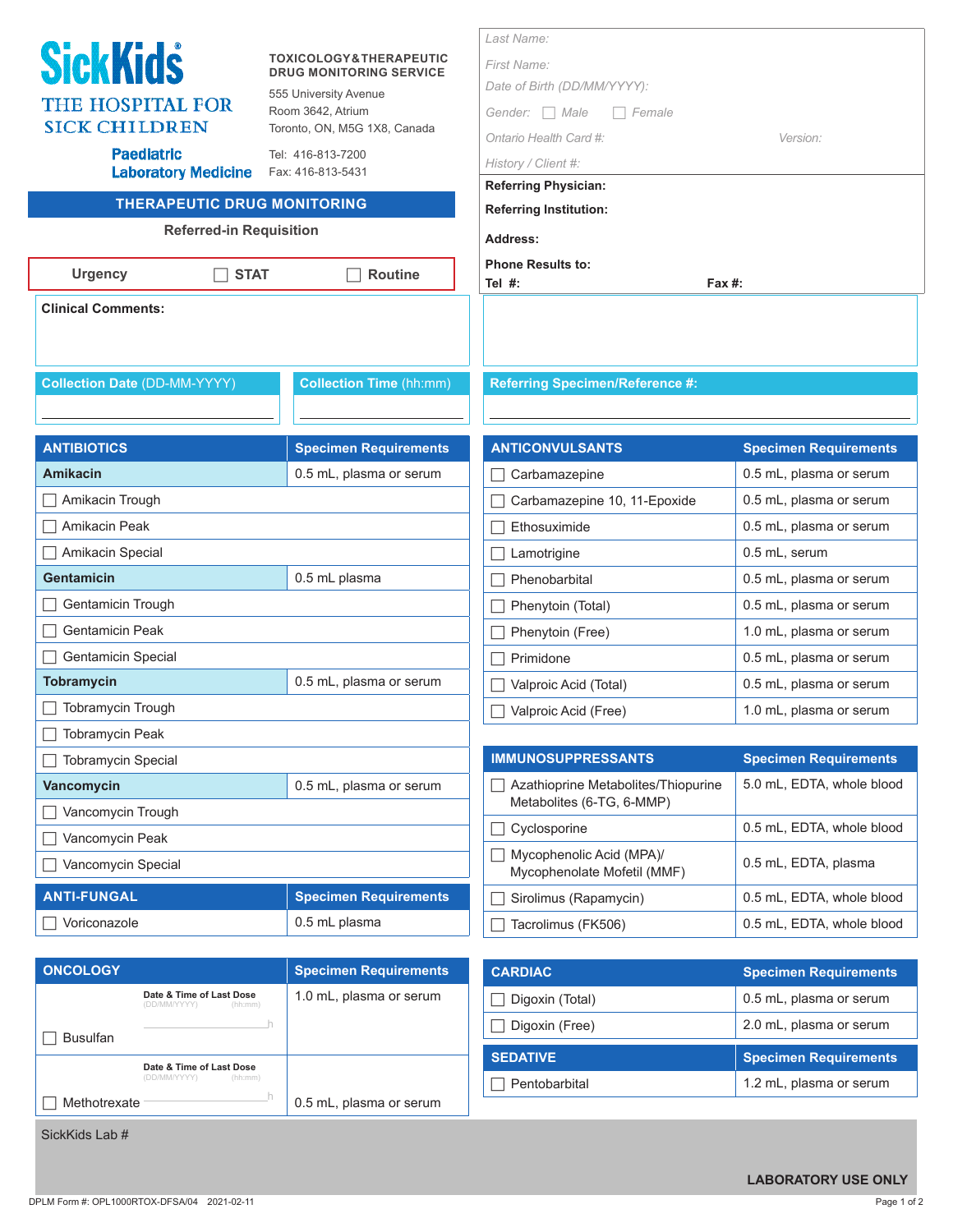**SickKids®**
THE HOSPITAL FOR SICK CHILDREN
**Paediatric Laboratory Medicine**

**TOXICOLOGY & THERAPEUTIC DRUG MONITORING SERVICE**
555 University Avenue
Room 3642, Atrium
Toronto, ON, M5G 1X8, Canada
Tel: 416-813-7200
Fax: 416-813-5431

Last Name:
First Name:
Date of Birth (DD/MM/YYYY):
Gender: ☐ Male ☐ Female
Ontario Health Card #: Version:
History / Client #:

**Referring Physician:**
**Referring Institution:**
**Address:**
**Phone Results to:**
**Tel #:** **Fax #:**

## THERAPEUTIC DRUG MONITORING

**Referred-in Requisition**

**Urgency** ☐ STAT ☐ Routine

**Clinical Comments:**

**Collection Date** (DD-MM-YYYY)

**Collection Time** (hh:mm)

**Referring Specimen/Reference #:**

| ANTIBIOTICS | Specimen Requirements |
|---|---|
| **Amikacin** | 0.5 mL, plasma or serum |
| ☐ Amikacin Trough | |
| ☐ Amikacin Peak | |
| ☐ Amikacin Special | |
| **Gentamicin** | 0.5 mL plasma |
| ☐ Gentamicin Trough | |
| ☐ Gentamicin Peak | |
| ☐ Gentamicin Special | |
| **Tobramycin** | 0.5 mL, plasma or serum |
| ☐ Tobramycin Trough | |
| ☐ Tobramycin Peak | |
| ☐ Tobramycin Special | |
| **Vancomycin** | 0.5 mL, plasma or serum |
| ☐ Vancomycin Trough | |
| ☐ Vancomycin Peak | |
| ☐ Vancomycin Special | |

| ANTI-FUNGAL | Specimen Requirements |
|---|---|
| ☐ Voriconazole | 0.5 mL plasma |

| ONCOLOGY | Specimen Requirements |
|---|---|
| ☐ Busulfan — Date & Time of Last Dose (DD/MM/YYYY) (hh:mm) ______ h | 1.0 mL, plasma or serum |
| ☐ Methotrexate — Date & Time of Last Dose (DD/MM/YYYY) (hh:mm) ______ h | 0.5 mL, plasma or serum |

| ANTICONVULSANTS | Specimen Requirements |
|---|---|
| ☐ Carbamazepine | 0.5 mL, plasma or serum |
| ☐ Carbamazepine 10, 11-Epoxide | 0.5 mL, plasma or serum |
| ☐ Ethosuximide | 0.5 mL, plasma or serum |
| ☐ Lamotrigine | 0.5 mL, serum |
| ☐ Phenobarbital | 0.5 mL, plasma or serum |
| ☐ Phenytoin (Total) | 0.5 mL, plasma or serum |
| ☐ Phenytoin (Free) | 1.0 mL, plasma or serum |
| ☐ Primidone | 0.5 mL, plasma or serum |
| ☐ Valproic Acid (Total) | 0.5 mL, plasma or serum |
| ☐ Valproic Acid (Free) | 1.0 mL, plasma or serum |

| IMMUNOSUPPRESSANTS | Specimen Requirements |
|---|---|
| ☐ Azathioprine Metabolites/Thiopurine Metabolites (6-TG, 6-MMP) | 5.0 mL, EDTA, whole blood |
| ☐ Cyclosporine | 0.5 mL, EDTA, whole blood |
| ☐ Mycophenolic Acid (MPA)/ Mycophenolate Mofetil (MMF) | 0.5 mL, EDTA, plasma |
| ☐ Sirolimus (Rapamycin) | 0.5 mL, EDTA, whole blood |
| ☐ Tacrolimus (FK506) | 0.5 mL, EDTA, whole blood |

| CARDIAC | Specimen Requirements |
|---|---|
| ☐ Digoxin (Total) | 0.5 mL, plasma or serum |
| ☐ Digoxin (Free) | 2.0 mL, plasma or serum |

| SEDATIVE | Specimen Requirements |
|---|---|
| ☐ Pentobarbital | 1.2 mL, plasma or serum |

SickKids Lab #

**LABORATORY USE ONLY**

DPLM Form #: OPL1000RTOX-DFSA/04 2021-02-11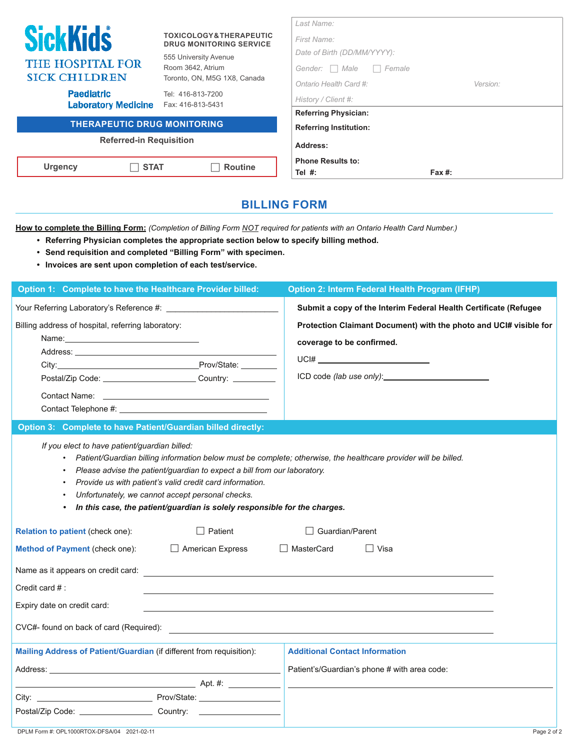**SickKids**
THE HOSPITAL FOR SICK CHILDREN
**Paediatric Laboratory Medicine**

**TOXICOLOGY & THERAPEUTIC DRUG MONITORING SERVICE**
555 University Avenue
Room 3642, Atrium
Toronto, ON, M5G 1X8, Canada
Tel: 416-813-7200
Fax: 416-813-5431

## THERAPEUTIC DRUG MONITORING

**Referred-in Requisition**

Urgency ☐ STAT ☐ Routine

*Last Name:*
*First Name:*
*Date of Birth (DD/MM/YYYY):*
*Gender:* ☐ *Male* ☐ *Female*
*Ontario Health Card #:* *Version:*
*History / Client #:*

**Referring Physician:**
**Referring Institution:**
**Address:**
**Phone Results to:**
**Tel #:** **Fax #:**

## BILLING FORM

**How to complete the Billing Form:** *(Completion of Billing Form NOT required for patients with an Ontario Health Card Number.)*

- **Referring Physician completes the appropriate section below to specify billing method.**
- **Send requisition and completed "Billing Form" with specimen.**
- **Invoices are sent upon completion of each test/service.**

### Option 1: Complete to have the Healthcare Provider billed:

Your Referring Laboratory's Reference #: ____________________

Billing address of hospital, referring laboratory:

Name: ____________________
Address: ____________________
City: ____________________ Prov/State: __________
Postal/Zip Code: ____________________ Country: __________

Contact Name: ____________________
Contact Telephone #: ____________________

### Option 2: Interm Federal Health Program (IFHP)

**Submit a copy of the Interim Federal Health Certificate (Refugee Protection Claimant Document) with the photo and UCI# visible for coverage to be confirmed.**

UCI# ____________________

ICD code *(lab use only)*: ____________________

### Option 3: Complete to have Patient/Guardian billed directly:

*If you elect to have patient/guardian billed:*

- *Patient/Guardian billing information below must be complete; otherwise, the healthcare provider will be billed.*
- *Please advise the patient/guardian to expect a bill from our laboratory.*
- *Provide us with patient's valid credit card information.*
- *Unfortunately, we cannot accept personal checks.*
- ***In this case, the patient/guardian is solely responsible for the charges.***

**Relation to patient** (check one): ☐ Patient ☐ Guardian/Parent

**Method of Payment** (check one): ☐ American Express ☐ MasterCard ☐ Visa

Name as it appears on credit card: ____________________

Credit card # : ____________________

Expiry date on credit card: ____________________

CVC#- found on back of card (Required): ____________________

**Mailing Address of Patient/Guardian** (if different from requisition):

Address: ____________________
____________________ Apt. #: __________
City: ____________________ Prov/State: __________
Postal/Zip Code: ____________________ Country: __________

**Additional Contact Information**

Patient's/Guardian's phone # with area code:
____________________

DPLM Form #: OPL1000RTOX-DFSA/04 2021-02-11